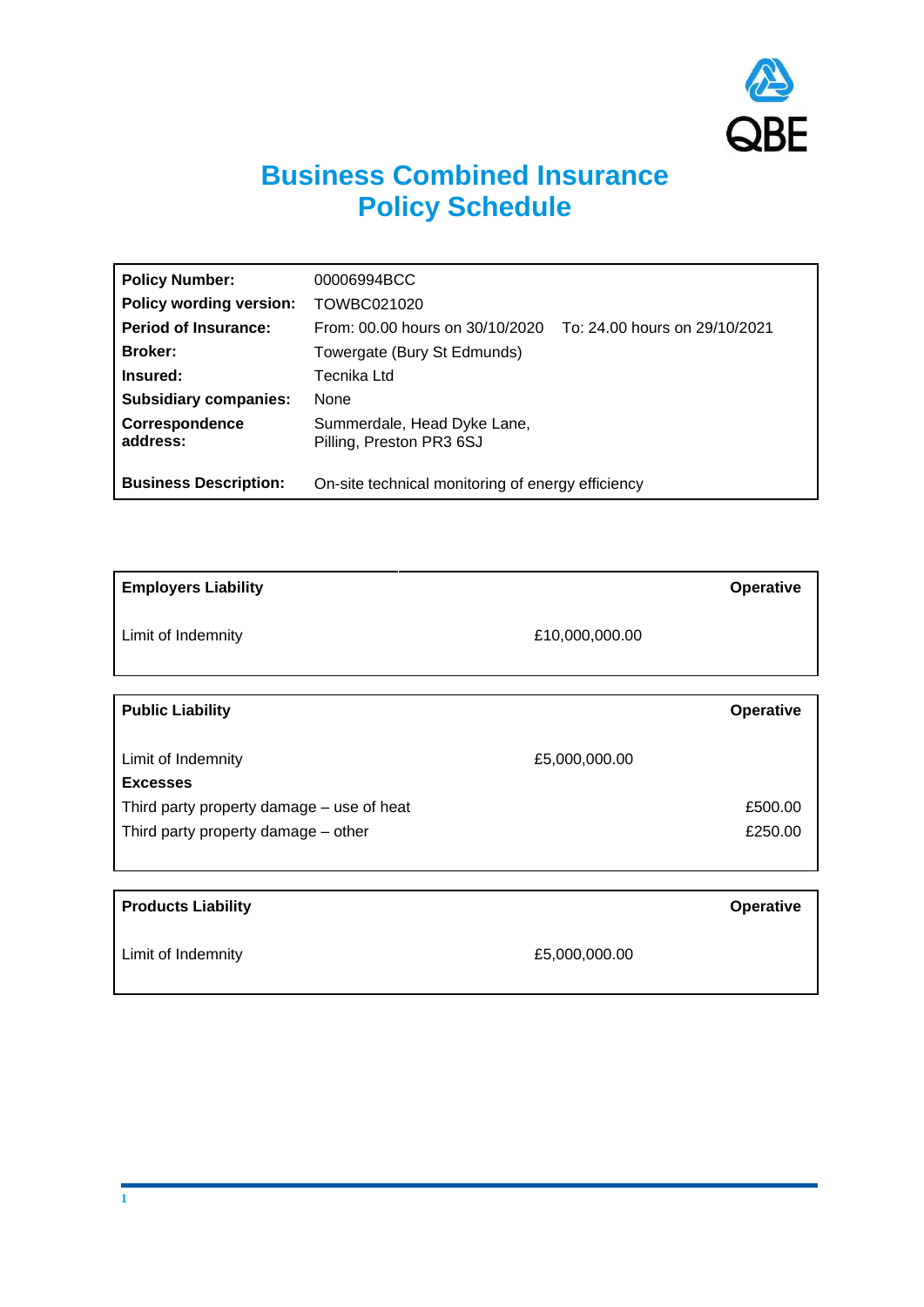# Business Combined Insurance
# Policy Schedule

| | |
|---|---|
| **Policy Number:** | 00006994BCC |
| **Policy wording version:** | TOWBC021020 |
| **Period of Insurance:** | From: 00.00 hours on 30/10/2020 To: 24.00 hours on 29/10/2021 |
| **Broker:** | Towergate (Bury St Edmunds) |
| **Insured:** | Tecnika Ltd |
| **Subsidiary companies:** | None |
| **Correspondence address:** | Summerdale, Head Dyke Lane, Pilling, Preston PR3 6SJ |
| **Business Description:** | On-site technical monitoring of energy efficiency |

| **Employers Liability** | | **Operative** |
|---|---|---|
| Limit of Indemnity | £10,000,000.00 | |

| **Public Liability** | | **Operative** |
|---|---|---|
| Limit of Indemnity | £5,000,000.00 | |
| **Excesses** | | |
| Third party property damage – use of heat | | £500.00 |
| Third party property damage – other | | £250.00 |

| **Products Liability** | | **Operative** |
|---|---|---|
| Limit of Indemnity | £5,000,000.00 | |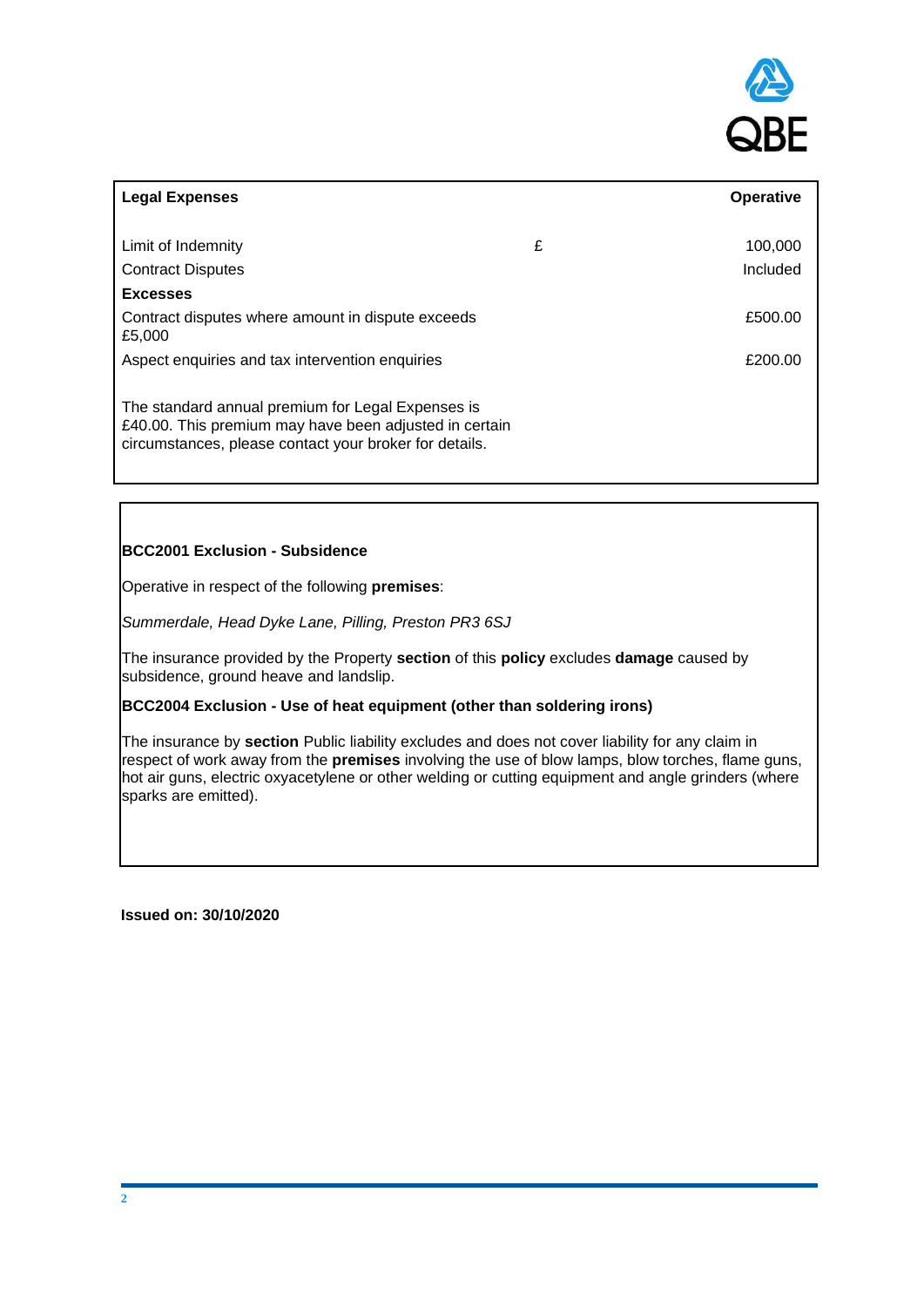| **Legal Expenses** | | **Operative** |
|---|---|---|
| Limit of Indemnity | £ | 100,000 |
| Contract Disputes | | Included |
| **Excesses** | | |
| Contract disputes where amount in dispute exceeds £5,000 | | £500.00 |
| Aspect enquiries and tax intervention enquiries | | £200.00 |

The standard annual premium for Legal Expenses is £40.00. This premium may have been adjusted in certain circumstances, please contact your broker for details.

**BCC2001 Exclusion - Subsidence**

Operative in respect of the following **premises**:

*Summerdale, Head Dyke Lane, Pilling, Preston PR3 6SJ*

The insurance provided by the Property **section** of this **policy** excludes **damage** caused by subsidence, ground heave and landslip.

**BCC2004 Exclusion - Use of heat equipment (other than soldering irons)**

The insurance by **section** Public liability excludes and does not cover liability for any claim in respect of work away from the **premises** involving the use of blow lamps, blow torches, flame guns, hot air guns, electric oxyacetylene or other welding or cutting equipment and angle grinders (where sparks are emitted).

**Issued on: 30/10/2020**